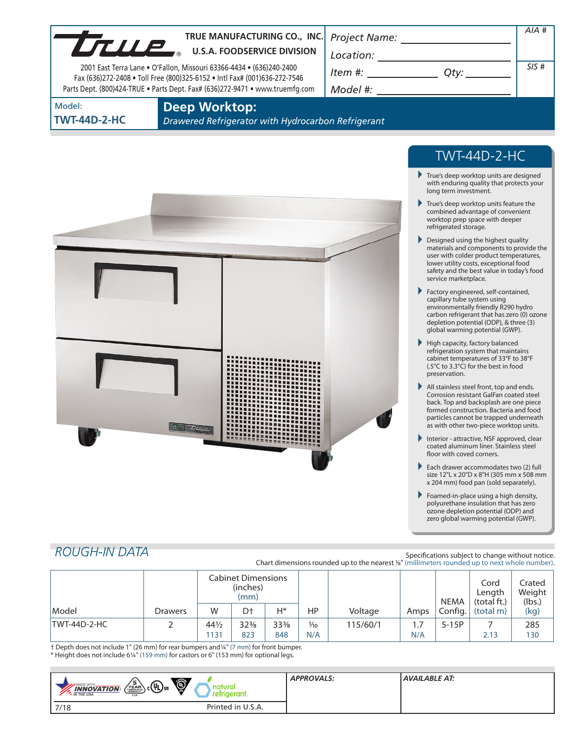**TRUE MANUFACTURING CO., INC.**
**U.S.A. FOODSERVICE DIVISION**

2001 East Terra Lane • O'Fallon, Missouri 63366-4434 • (636)240-2400
Fax (636)272-2408 • Toll Free (800)325-6152 • Intl Fax# (001)636-272-7546
Parts Dept. (800)424-TRUE • Parts Dept. Fax# (636)272-9471 • www.truemfg.com

Project Name: ____________________

Location: ____________________

Item #: ____________ Qty: ________

Model #: ____________________

AIA #

SIS #

Model:
**TWT-44D-2-HC**

# Deep Worktop:

*Drawered Refrigerator with Hydrocarbon Refrigerant*

## TWT-44D-2-HC

- True's deep worktop units are designed with enduring quality that protects your long term investment.
- True's deep worktop units feature the combined advantage of convenient worktop prep space with deeper refrigerated storage.
- Designed using the highest quality materials and components to provide the user with colder product temperatures, lower utility costs, exceptional food safety and the best value in today's food service marketplace.
- Factory engineered, self-contained, capillary tube system using environmentally friendly R290 hydro carbon refrigerant that has zero (0) ozone depletion potential (ODP), & three (3) global warming potential (GWP).
- High capacity, factory balanced refrigeration system that maintains cabinet temperatures of 33°F to 38°F (.5°C to 3.3°C) for the best in food preservation.
- All stainless steel front, top and ends. Corrosion resistant GalFan coated steel back. Top and backsplash are one piece formed construction. Bacteria and food particles cannot be trapped underneath as with other two-piece worktop units.
- Interior - attractive, NSF approved, clear coated aluminum liner. Stainless steel floor with coved corners.
- Each drawer accommodates two (2) full size 12"L x 20"D x 8"H (305 mm x 508 mm x 204 mm) food pan (sold separately).
- Foamed-in-place using a high density, polyurethane insulation that has zero ozone depletion potential (ODP) and zero global warming potential (GWP).

## ROUGH-IN DATA

Specifications subject to change without notice.
Chart dimensions rounded up to the nearest ⅛" (millimeters rounded up to next whole number).

| Model | Drawers | Cabinet Dimensions (inches) (mm) | | | HP | Voltage | Amps | NEMA Config. | Cord Length (total ft.) (total m) | Crated Weight (lbs.) (kg) |
|---|---|---|---|---|---|---|---|---|---|---|
| | | W | D† | H* | | | | | | |
| TWT-44D-2-HC | 2 | 44½ | 32⅜ | 33⅜ | ⅒ | 115/60/1 | 1.7 | 5-15P | 7 | 285 |
| | | 1131 | 823 | 848 | N/A | | N/A | | 2.13 | 130 |

† Depth does not include 1" (26 mm) for rear bumpers and ¼" (7 mm) for front bumper.
* Height does not include 6¼" (159 mm) for castors or 6" (153 mm) for optional legs.

APPROVALS:

AVAILABLE AT:

7/18

Printed in U.S.A.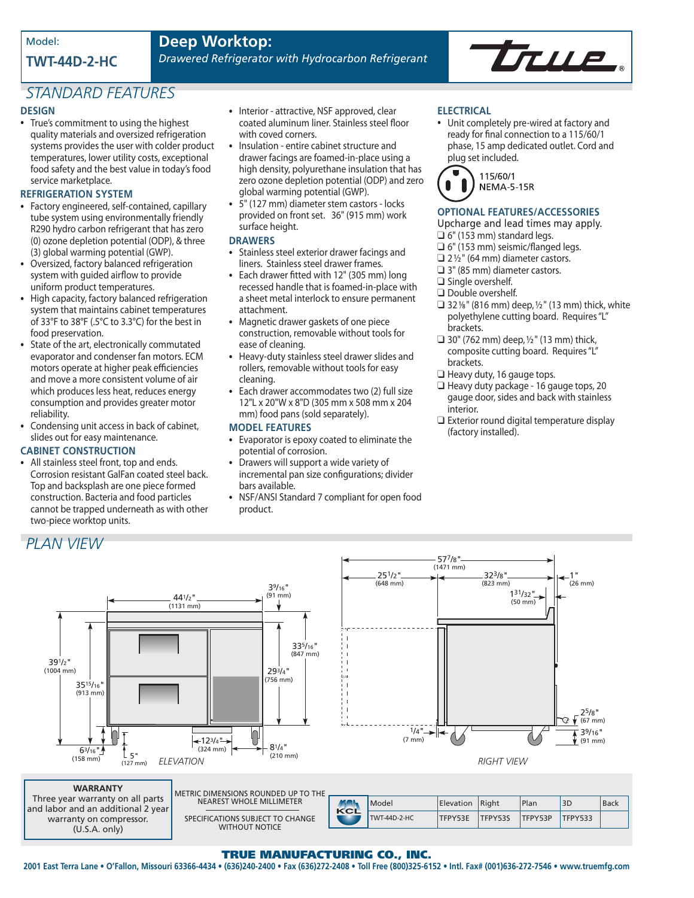Model:

**TWT-44D-2-HC**

# Deep Worktop:

*Drawered Refrigerator with Hydrocarbon Refrigerant*

## STANDARD FEATURES

### DESIGN

- True's commitment to using the highest quality materials and oversized refrigeration systems provides the user with colder product temperatures, lower utility costs, exceptional food safety and the best value in today's food service marketplace.

### REFRIGERATION SYSTEM

- Factory engineered, self-contained, capillary tube system using environmentally friendly R290 hydro carbon refrigerant that has zero (0) ozone depletion potential (ODP), & three (3) global warming potential (GWP).
- Oversized, factory balanced refrigeration system with guided airflow to provide uniform product temperatures.
- High capacity, factory balanced refrigeration system that maintains cabinet temperatures of 33°F to 38°F (.5°C to 3.3°C) for the best in food preservation.
- State of the art, electronically commutated evaporator and condenser fan motors. ECM motors operate at higher peak efficiencies and move a more consistent volume of air which produces less heat, reduces energy consumption and provides greater motor reliability.
- Condensing unit access in back of cabinet, slides out for easy maintenance.

### CABINET CONSTRUCTION

- All stainless steel front, top and ends. Corrosion resistant GalFan coated steel back. Top and backsplash are one piece formed construction. Bacteria and food particles cannot be trapped underneath as with other two-piece worktop units.
- Interior - attractive, NSF approved, clear coated aluminum liner. Stainless steel floor with coved corners.
- Insulation - entire cabinet structure and drawer facings are foamed-in-place using a high density, polyurethane insulation that has zero ozone depletion potential (ODP) and zero global warming potential (GWP).
- 5" (127 mm) diameter stem castors - locks provided on front set. 36" (915 mm) work surface height.

### DRAWERS

- Stainless steel exterior drawer facings and liners. Stainless steel drawer frames.
- Each drawer fitted with 12" (305 mm) long recessed handle that is foamed-in-place with a sheet metal interlock to ensure permanent attachment.
- Magnetic drawer gaskets of one piece construction, removable without tools for ease of cleaning.
- Heavy-duty stainless steel drawer slides and rollers, removable without tools for easy cleaning.
- Each drawer accommodates two (2) full size 12"L x 20"W x 8"D (305 mm x 508 mm x 204 mm) food pans (sold separately).

### MODEL FEATURES

- Evaporator is epoxy coated to eliminate the potential of corrosion.
- Drawers will support a wide variety of incremental pan size configurations; divider bars available.
- NSF/ANSI Standard 7 compliant for open food product.

### ELECTRICAL

- Unit completely pre-wired at factory and ready for final connection to a 115/60/1 phase, 15 amp dedicated outlet. Cord and plug set included.

115/60/1
NEMA-5-15R

### OPTIONAL FEATURES/ACCESSORIES

Upcharge and lead times may apply.

- ❑ 6" (153 mm) standard legs.
- ❑ 6" (153 mm) seismic/flanged legs.
- ❑ 2½" (64 mm) diameter castors.
- ❑ 3" (85 mm) diameter castors.
- ❑ Single overshelf.
- ❑ Double overshelf.
- ❑ 32⅛" (816 mm) deep, ½" (13 mm) thick, white polyethylene cutting board. Requires "L" brackets.
- ❑ 30" (762 mm) deep, ½" (13 mm) thick, composite cutting board. Requires "L" brackets.
- ❑ Heavy duty, 16 gauge tops.
- ❑ Heavy duty package - 16 gauge tops, 20 gauge door, sides and back with stainless interior.
- ❑ Exterior round digital temperature display (factory installed).

## PLAN VIEW

44 1/2" (1131 mm)
3 9/16" (91 mm)
33 5/16" (847 mm)
29 3/4" (756 mm)
39 1/2" (1004 mm)
35 15/16" (913 mm)
6 3/16" (158 mm)
5" (127 mm)
12 3/4" (324 mm)
8 1/4" (210 mm)
ELEVATION

57 7/8" (1471 mm)
25 1/2" (648 mm)
32 3/8" (823 mm)
1" (26 mm)
1 31/32" (50 mm)
1/4" (7 mm)
2 5/8" (67 mm)
3 9/16" (91 mm)
RIGHT VIEW

**WARRANTY**
Three year warranty on all parts and labor and an additional 2 year warranty on compressor.
(U.S.A. only)

METRIC DIMENSIONS ROUNDED UP TO THE NEAREST WHOLE MILLIMETER

SPECIFICATIONS SUBJECT TO CHANGE WITHOUT NOTICE

| Model | Elevation | Right | Plan | 3D | Back |
|---|---|---|---|---|---|
| TWT-44D-2-HC | TFPY53E | TFPY53S | TFPY53P | TFPY533 | |

**TRUE MANUFACTURING CO., INC.**

2001 East Terra Lane • O'Fallon, Missouri 63366-4434 • (636)240-2400 • Fax (636)272-2408 • Toll Free (800)325-6152 • Intl. Fax# (001)636-272-7546 • www.truemfg.com